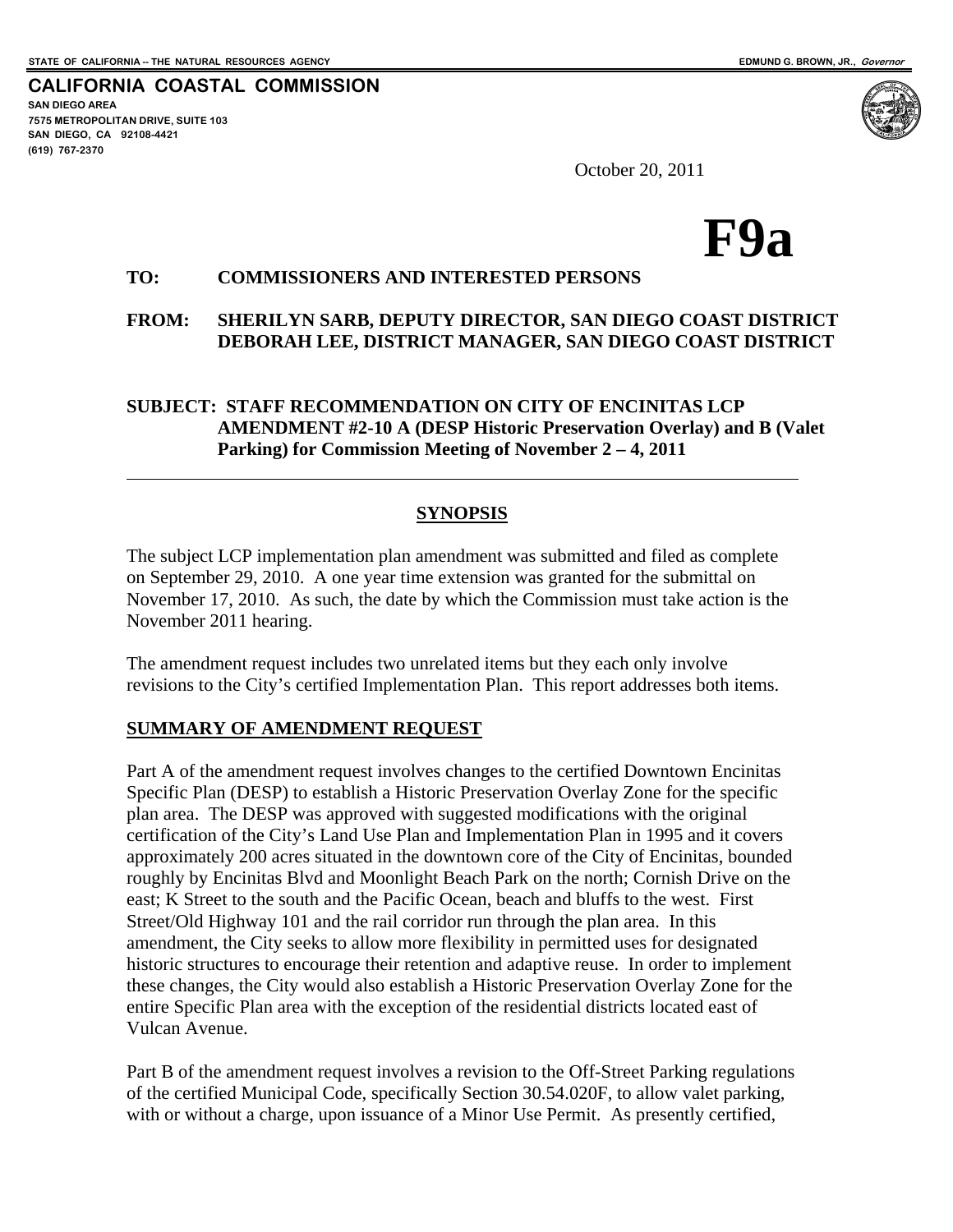STATE OF CALIFORNIA -- THE NATURAL RESOURCES AGENCY EDMUND G. BROWN, JR., *Governor*

**CALIFORNIA COASTAL COMMISSION**
SAN DIEGO AREA
7575 METROPOLITAN DRIVE, SUITE 103
SAN DIEGO, CA 92108-4421
(619) 767-2370

October 20, 2011

# F9a

**TO: COMMISSIONERS AND INTERESTED PERSONS**

**FROM: SHERILYN SARB, DEPUTY DIRECTOR, SAN DIEGO COAST DISTRICT**
**DEBORAH LEE, DISTRICT MANAGER, SAN DIEGO COAST DISTRICT**

**SUBJECT: STAFF RECOMMENDATION ON CITY OF ENCINITAS LCP AMENDMENT #2-10 A (DESP Historic Preservation Overlay) and B (Valet Parking) for Commission Meeting of November 2 – 4, 2011**

---

## SYNOPSIS

The subject LCP implementation plan amendment was submitted and filed as complete on September 29, 2010. A one year time extension was granted for the submittal on November 17, 2010. As such, the date by which the Commission must take action is the November 2011 hearing.

The amendment request includes two unrelated items but they each only involve revisions to the City's certified Implementation Plan. This report addresses both items.

## SUMMARY OF AMENDMENT REQUEST

Part A of the amendment request involves changes to the certified Downtown Encinitas Specific Plan (DESP) to establish a Historic Preservation Overlay Zone for the specific plan area. The DESP was approved with suggested modifications with the original certification of the City's Land Use Plan and Implementation Plan in 1995 and it covers approximately 200 acres situated in the downtown core of the City of Encinitas, bounded roughly by Encinitas Blvd and Moonlight Beach Park on the north; Cornish Drive on the east; K Street to the south and the Pacific Ocean, beach and bluffs to the west. First Street/Old Highway 101 and the rail corridor run through the plan area. In this amendment, the City seeks to allow more flexibility in permitted uses for designated historic structures to encourage their retention and adaptive reuse. In order to implement these changes, the City would also establish a Historic Preservation Overlay Zone for the entire Specific Plan area with the exception of the residential districts located east of Vulcan Avenue.

Part B of the amendment request involves a revision to the Off-Street Parking regulations of the certified Municipal Code, specifically Section 30.54.020F, to allow valet parking, with or without a charge, upon issuance of a Minor Use Permit. As presently certified,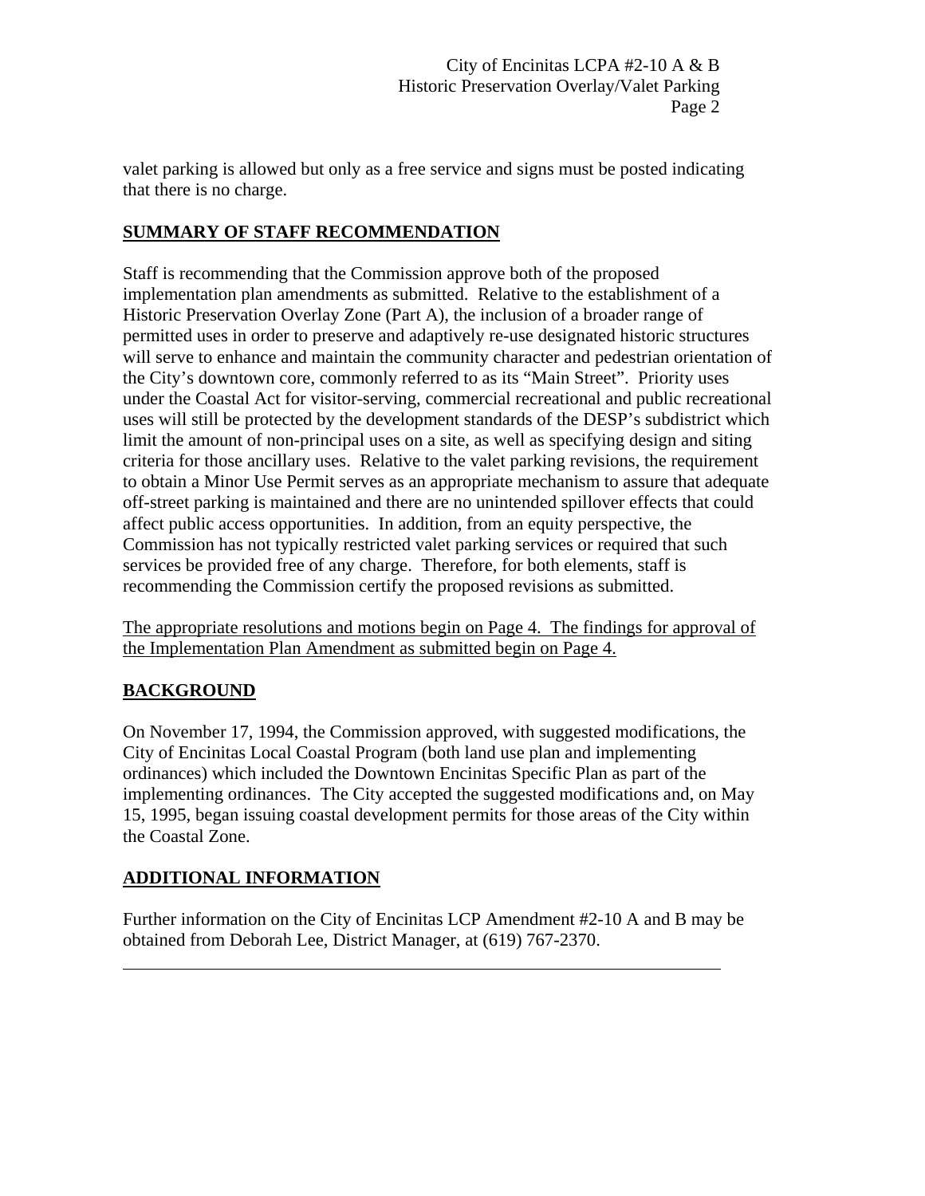valet parking is allowed but only as a free service and signs must be posted indicating that there is no charge.

## SUMMARY OF STAFF RECOMMENDATION

Staff is recommending that the Commission approve both of the proposed implementation plan amendments as submitted. Relative to the establishment of a Historic Preservation Overlay Zone (Part A), the inclusion of a broader range of permitted uses in order to preserve and adaptively re-use designated historic structures will serve to enhance and maintain the community character and pedestrian orientation of the City's downtown core, commonly referred to as its "Main Street". Priority uses under the Coastal Act for visitor-serving, commercial recreational and public recreational uses will still be protected by the development standards of the DESP's subdistrict which limit the amount of non-principal uses on a site, as well as specifying design and siting criteria for those ancillary uses. Relative to the valet parking revisions, the requirement to obtain a Minor Use Permit serves as an appropriate mechanism to assure that adequate off-street parking is maintained and there are no unintended spillover effects that could affect public access opportunities. In addition, from an equity perspective, the Commission has not typically restricted valet parking services or required that such services be provided free of any charge. Therefore, for both elements, staff is recommending the Commission certify the proposed revisions as submitted.

<u>The appropriate resolutions and motions begin on Page 4. The findings for approval of the Implementation Plan Amendment as submitted begin on Page 4.</u>

## BACKGROUND

On November 17, 1994, the Commission approved, with suggested modifications, the City of Encinitas Local Coastal Program (both land use plan and implementing ordinances) which included the Downtown Encinitas Specific Plan as part of the implementing ordinances. The City accepted the suggested modifications and, on May 15, 1995, began issuing coastal development permits for those areas of the City within the Coastal Zone.

## ADDITIONAL INFORMATION

Further information on the City of Encinitas LCP Amendment #2-10 A and B may be obtained from Deborah Lee, District Manager, at (619) 767-2370.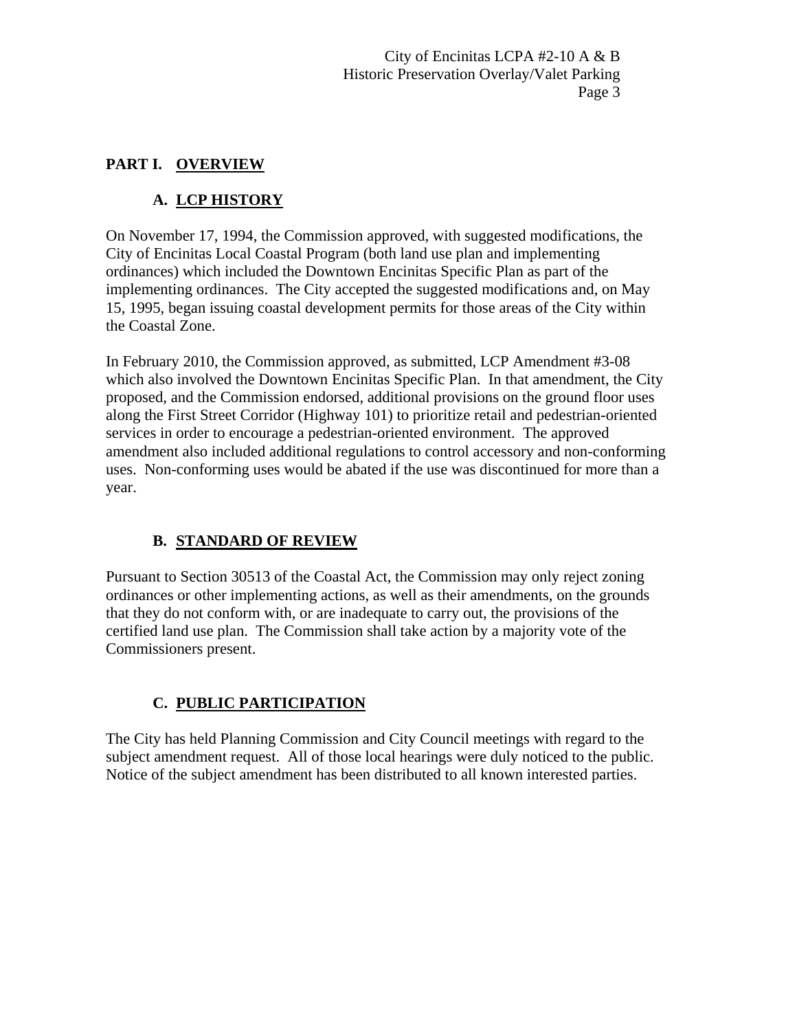## PART I. OVERVIEW

### A. LCP HISTORY

On November 17, 1994, the Commission approved, with suggested modifications, the City of Encinitas Local Coastal Program (both land use plan and implementing ordinances) which included the Downtown Encinitas Specific Plan as part of the implementing ordinances. The City accepted the suggested modifications and, on May 15, 1995, began issuing coastal development permits for those areas of the City within the Coastal Zone.

In February 2010, the Commission approved, as submitted, LCP Amendment #3-08 which also involved the Downtown Encinitas Specific Plan. In that amendment, the City proposed, and the Commission endorsed, additional provisions on the ground floor uses along the First Street Corridor (Highway 101) to prioritize retail and pedestrian-oriented services in order to encourage a pedestrian-oriented environment. The approved amendment also included additional regulations to control accessory and non-conforming uses. Non-conforming uses would be abated if the use was discontinued for more than a year.

### B. STANDARD OF REVIEW

Pursuant to Section 30513 of the Coastal Act, the Commission may only reject zoning ordinances or other implementing actions, as well as their amendments, on the grounds that they do not conform with, or are inadequate to carry out, the provisions of the certified land use plan. The Commission shall take action by a majority vote of the Commissioners present.

### C. PUBLIC PARTICIPATION

The City has held Planning Commission and City Council meetings with regard to the subject amendment request. All of those local hearings were duly noticed to the public. Notice of the subject amendment has been distributed to all known interested parties.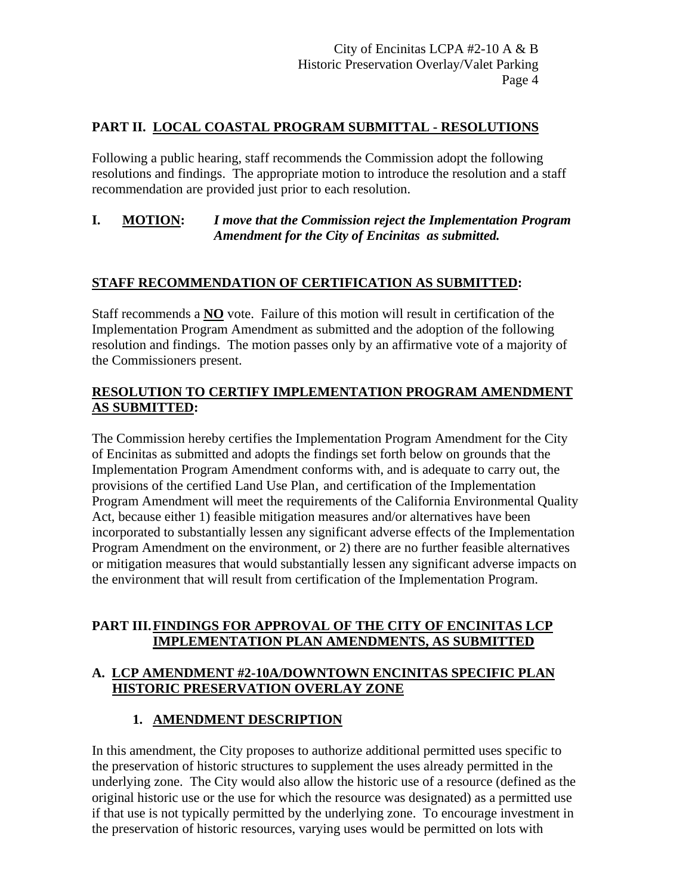## PART II. LOCAL COASTAL PROGRAM SUBMITTAL - RESOLUTIONS

Following a public hearing, staff recommends the Commission adopt the following resolutions and findings. The appropriate motion to introduce the resolution and a staff recommendation are provided just prior to each resolution.

**I. MOTION:** ***I move that the Commission reject the Implementation Program Amendment for the City of Encinitas as submitted.***

**STAFF RECOMMENDATION OF CERTIFICATION AS SUBMITTED:**

Staff recommends a **NO** vote. Failure of this motion will result in certification of the Implementation Program Amendment as submitted and the adoption of the following resolution and findings. The motion passes only by an affirmative vote of a majority of the Commissioners present.

**RESOLUTION TO CERTIFY IMPLEMENTATION PROGRAM AMENDMENT AS SUBMITTED:**

The Commission hereby certifies the Implementation Program Amendment for the City of Encinitas as submitted and adopts the findings set forth below on grounds that the Implementation Program Amendment conforms with, and is adequate to carry out, the provisions of the certified Land Use Plan, and certification of the Implementation Program Amendment will meet the requirements of the California Environmental Quality Act, because either 1) feasible mitigation measures and/or alternatives have been incorporated to substantially lessen any significant adverse effects of the Implementation Program Amendment on the environment, or 2) there are no further feasible alternatives or mitigation measures that would substantially lessen any significant adverse impacts on the environment that will result from certification of the Implementation Program.

## PART III. FINDINGS FOR APPROVAL OF THE CITY OF ENCINITAS LCP IMPLEMENTATION PLAN AMENDMENTS, AS SUBMITTED

### A. LCP AMENDMENT #2-10A/DOWNTOWN ENCINITAS SPECIFIC PLAN HISTORIC PRESERVATION OVERLAY ZONE

#### 1. AMENDMENT DESCRIPTION

In this amendment, the City proposes to authorize additional permitted uses specific to the preservation of historic structures to supplement the uses already permitted in the underlying zone. The City would also allow the historic use of a resource (defined as the original historic use or the use for which the resource was designated) as a permitted use if that use is not typically permitted by the underlying zone. To encourage investment in the preservation of historic resources, varying uses would be permitted on lots with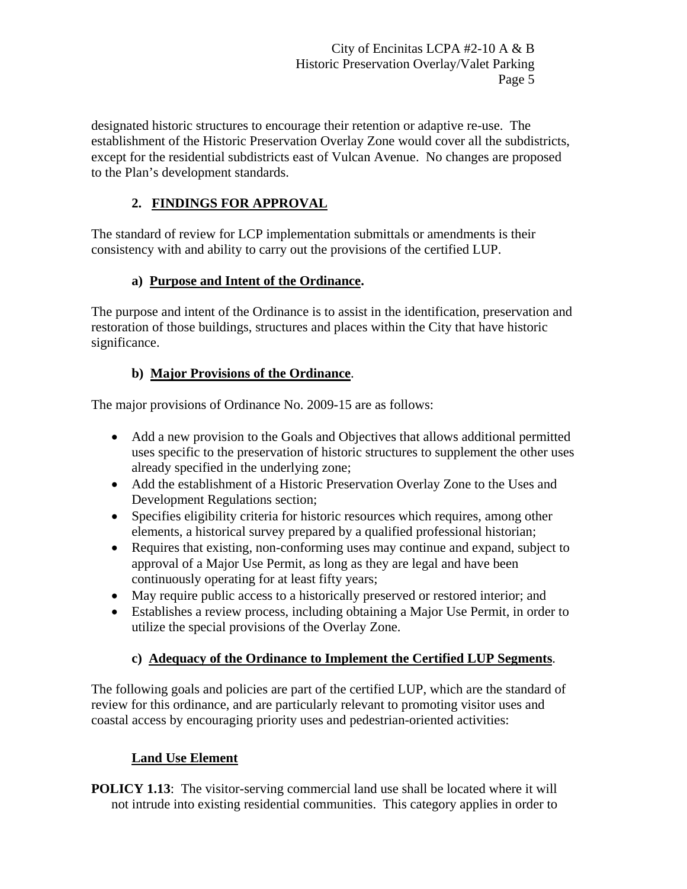designated historic structures to encourage their retention or adaptive re-use. The establishment of the Historic Preservation Overlay Zone would cover all the subdistricts, except for the residential subdistricts east of Vulcan Avenue. No changes are proposed to the Plan's development standards.

## 2. FINDINGS FOR APPROVAL

The standard of review for LCP implementation submittals or amendments is their consistency with and ability to carry out the provisions of the certified LUP.

### a) Purpose and Intent of the Ordinance.

The purpose and intent of the Ordinance is to assist in the identification, preservation and restoration of those buildings, structures and places within the City that have historic significance.

### b) Major Provisions of the Ordinance.

The major provisions of Ordinance No. 2009-15 are as follows:

- Add a new provision to the Goals and Objectives that allows additional permitted uses specific to the preservation of historic structures to supplement the other uses already specified in the underlying zone;
- Add the establishment of a Historic Preservation Overlay Zone to the Uses and Development Regulations section;
- Specifies eligibility criteria for historic resources which requires, among other elements, a historical survey prepared by a qualified professional historian;
- Requires that existing, non-conforming uses may continue and expand, subject to approval of a Major Use Permit, as long as they are legal and have been continuously operating for at least fifty years;
- May require public access to a historically preserved or restored interior; and
- Establishes a review process, including obtaining a Major Use Permit, in order to utilize the special provisions of the Overlay Zone.

### c) Adequacy of the Ordinance to Implement the Certified LUP Segments.

The following goals and policies are part of the certified LUP, which are the standard of review for this ordinance, and are particularly relevant to promoting visitor uses and coastal access by encouraging priority uses and pedestrian-oriented activities:

#### Land Use Element

**POLICY 1.13**: The visitor-serving commercial land use shall be located where it will not intrude into existing residential communities. This category applies in order to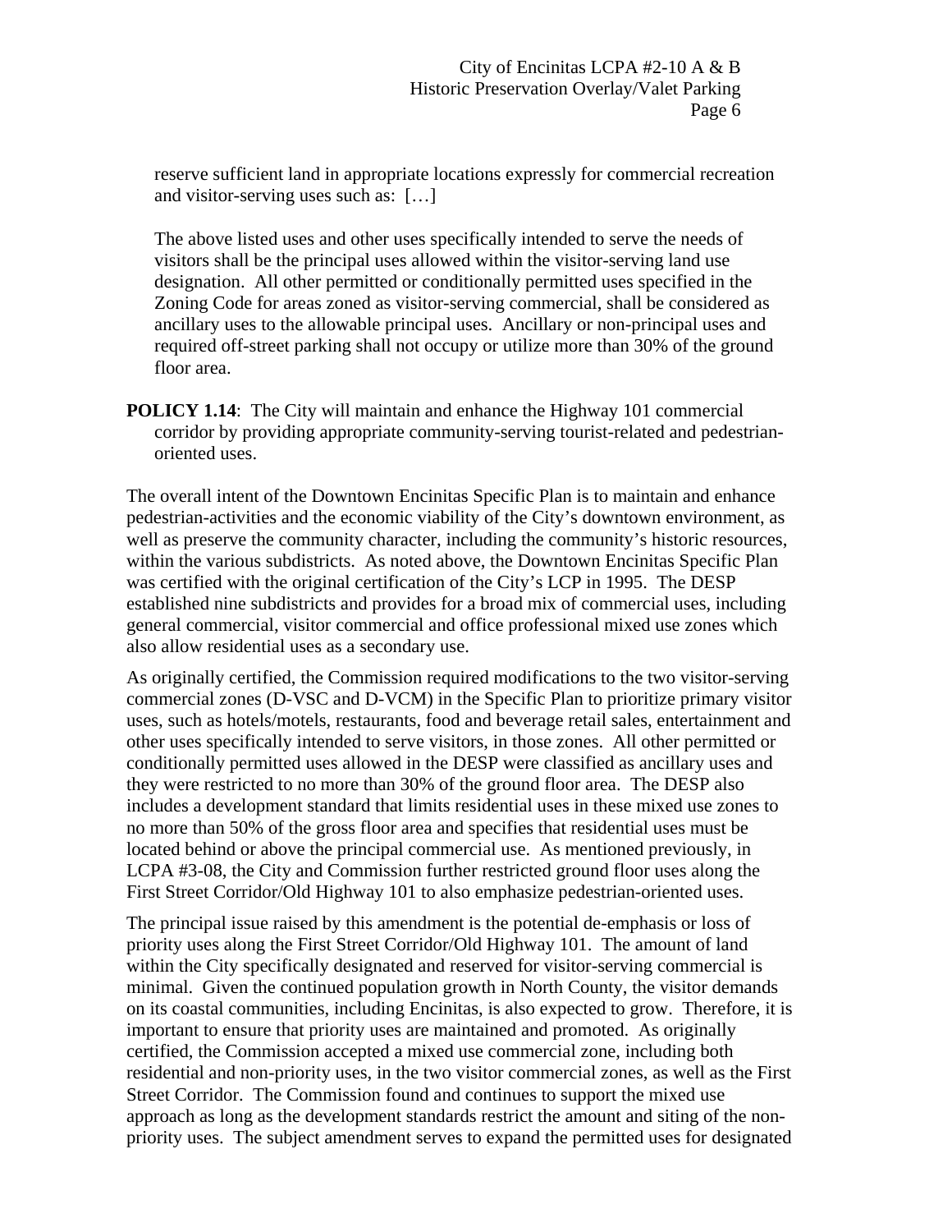reserve sufficient land in appropriate locations expressly for commercial recreation and visitor-serving uses such as: […]

The above listed uses and other uses specifically intended to serve the needs of visitors shall be the principal uses allowed within the visitor-serving land use designation. All other permitted or conditionally permitted uses specified in the Zoning Code for areas zoned as visitor-serving commercial, shall be considered as ancillary uses to the allowable principal uses. Ancillary or non-principal uses and required off-street parking shall not occupy or utilize more than 30% of the ground floor area.

**POLICY 1.14**: The City will maintain and enhance the Highway 101 commercial corridor by providing appropriate community-serving tourist-related and pedestrian-oriented uses.

The overall intent of the Downtown Encinitas Specific Plan is to maintain and enhance pedestrian-activities and the economic viability of the City's downtown environment, as well as preserve the community character, including the community's historic resources, within the various subdistricts. As noted above, the Downtown Encinitas Specific Plan was certified with the original certification of the City's LCP in 1995. The DESP established nine subdistricts and provides for a broad mix of commercial uses, including general commercial, visitor commercial and office professional mixed use zones which also allow residential uses as a secondary use.

As originally certified, the Commission required modifications to the two visitor-serving commercial zones (D-VSC and D-VCM) in the Specific Plan to prioritize primary visitor uses, such as hotels/motels, restaurants, food and beverage retail sales, entertainment and other uses specifically intended to serve visitors, in those zones. All other permitted or conditionally permitted uses allowed in the DESP were classified as ancillary uses and they were restricted to no more than 30% of the ground floor area. The DESP also includes a development standard that limits residential uses in these mixed use zones to no more than 50% of the gross floor area and specifies that residential uses must be located behind or above the principal commercial use. As mentioned previously, in LCPA #3-08, the City and Commission further restricted ground floor uses along the First Street Corridor/Old Highway 101 to also emphasize pedestrian-oriented uses.

The principal issue raised by this amendment is the potential de-emphasis or loss of priority uses along the First Street Corridor/Old Highway 101. The amount of land within the City specifically designated and reserved for visitor-serving commercial is minimal. Given the continued population growth in North County, the visitor demands on its coastal communities, including Encinitas, is also expected to grow. Therefore, it is important to ensure that priority uses are maintained and promoted. As originally certified, the Commission accepted a mixed use commercial zone, including both residential and non-priority uses, in the two visitor commercial zones, as well as the First Street Corridor. The Commission found and continues to support the mixed use approach as long as the development standards restrict the amount and siting of the non-priority uses. The subject amendment serves to expand the permitted uses for designated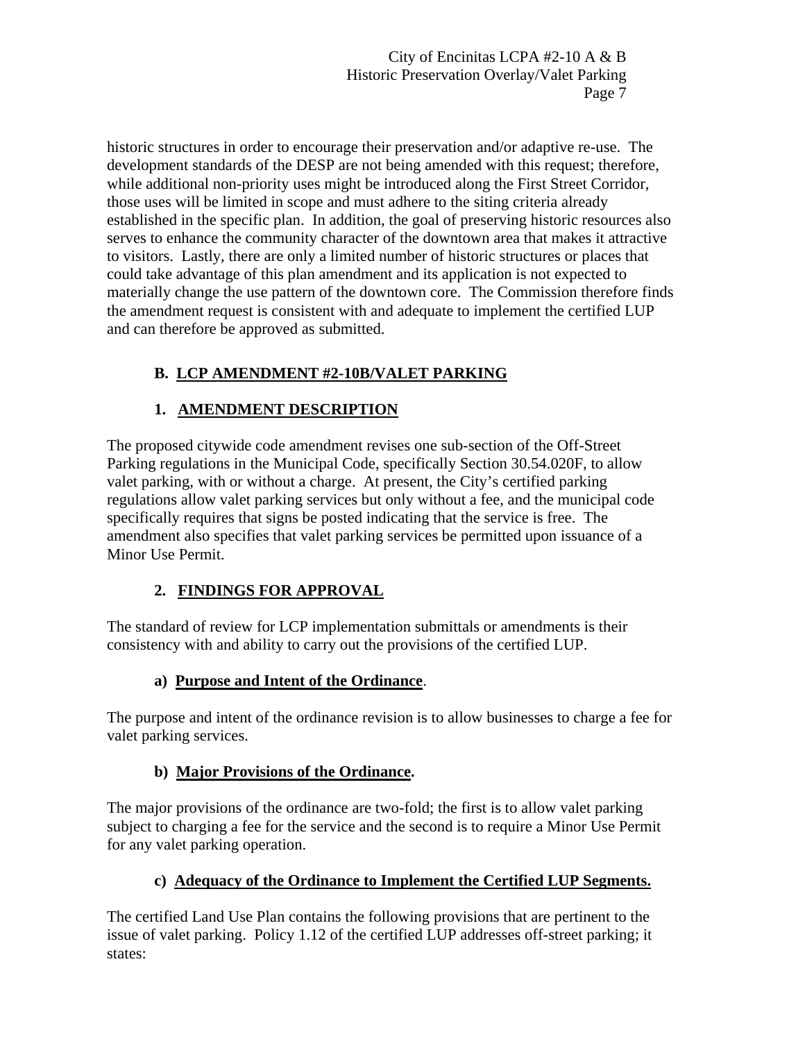historic structures in order to encourage their preservation and/or adaptive re-use. The development standards of the DESP are not being amended with this request; therefore, while additional non-priority uses might be introduced along the First Street Corridor, those uses will be limited in scope and must adhere to the siting criteria already established in the specific plan. In addition, the goal of preserving historic resources also serves to enhance the community character of the downtown area that makes it attractive to visitors. Lastly, there are only a limited number of historic structures or places that could take advantage of this plan amendment and its application is not expected to materially change the use pattern of the downtown core. The Commission therefore finds the amendment request is consistent with and adequate to implement the certified LUP and can therefore be approved as submitted.

## B. LCP AMENDMENT #2-10B/VALET PARKING

### 1. AMENDMENT DESCRIPTION

The proposed citywide code amendment revises one sub-section of the Off-Street Parking regulations in the Municipal Code, specifically Section 30.54.020F, to allow valet parking, with or without a charge. At present, the City's certified parking regulations allow valet parking services but only without a fee, and the municipal code specifically requires that signs be posted indicating that the service is free. The amendment also specifies that valet parking services be permitted upon issuance of a Minor Use Permit.

### 2. FINDINGS FOR APPROVAL

The standard of review for LCP implementation submittals or amendments is their consistency with and ability to carry out the provisions of the certified LUP.

#### a) Purpose and Intent of the Ordinance.

The purpose and intent of the ordinance revision is to allow businesses to charge a fee for valet parking services.

#### b) Major Provisions of the Ordinance.

The major provisions of the ordinance are two-fold; the first is to allow valet parking subject to charging a fee for the service and the second is to require a Minor Use Permit for any valet parking operation.

#### c) Adequacy of the Ordinance to Implement the Certified LUP Segments.

The certified Land Use Plan contains the following provisions that are pertinent to the issue of valet parking. Policy 1.12 of the certified LUP addresses off-street parking; it states: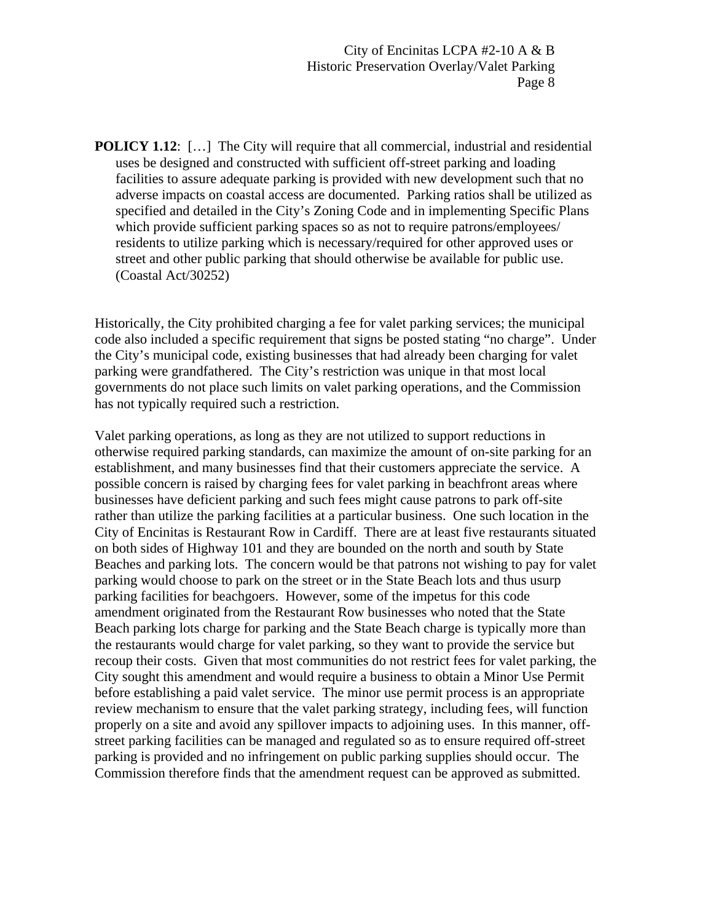**POLICY 1.12**: […] The City will require that all commercial, industrial and residential uses be designed and constructed with sufficient off-street parking and loading facilities to assure adequate parking is provided with new development such that no adverse impacts on coastal access are documented. Parking ratios shall be utilized as specified and detailed in the City's Zoning Code and in implementing Specific Plans which provide sufficient parking spaces so as not to require patrons/employees/ residents to utilize parking which is necessary/required for other approved uses or street and other public parking that should otherwise be available for public use. (Coastal Act/30252)

Historically, the City prohibited charging a fee for valet parking services; the municipal code also included a specific requirement that signs be posted stating "no charge". Under the City's municipal code, existing businesses that had already been charging for valet parking were grandfathered. The City's restriction was unique in that most local governments do not place such limits on valet parking operations, and the Commission has not typically required such a restriction.

Valet parking operations, as long as they are not utilized to support reductions in otherwise required parking standards, can maximize the amount of on-site parking for an establishment, and many businesses find that their customers appreciate the service. A possible concern is raised by charging fees for valet parking in beachfront areas where businesses have deficient parking and such fees might cause patrons to park off-site rather than utilize the parking facilities at a particular business. One such location in the City of Encinitas is Restaurant Row in Cardiff. There are at least five restaurants situated on both sides of Highway 101 and they are bounded on the north and south by State Beaches and parking lots. The concern would be that patrons not wishing to pay for valet parking would choose to park on the street or in the State Beach lots and thus usurp parking facilities for beachgoers. However, some of the impetus for this code amendment originated from the Restaurant Row businesses who noted that the State Beach parking lots charge for parking and the State Beach charge is typically more than the restaurants would charge for valet parking, so they want to provide the service but recoup their costs. Given that most communities do not restrict fees for valet parking, the City sought this amendment and would require a business to obtain a Minor Use Permit before establishing a paid valet service. The minor use permit process is an appropriate review mechanism to ensure that the valet parking strategy, including fees, will function properly on a site and avoid any spillover impacts to adjoining uses. In this manner, off-street parking facilities can be managed and regulated so as to ensure required off-street parking is provided and no infringement on public parking supplies should occur. The Commission therefore finds that the amendment request can be approved as submitted.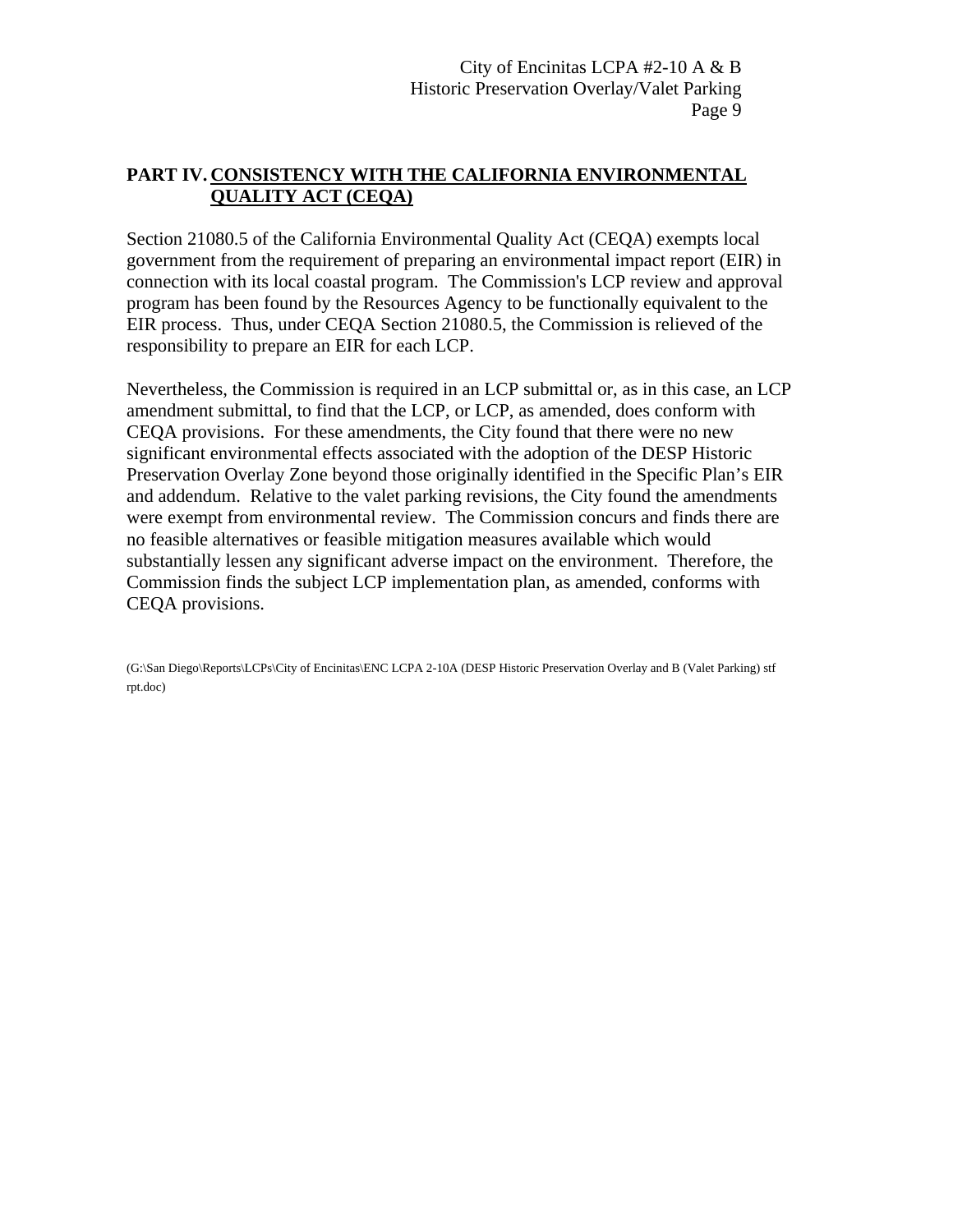## PART IV. CONSISTENCY WITH THE CALIFORNIA ENVIRONMENTAL QUALITY ACT (CEQA)

Section 21080.5 of the California Environmental Quality Act (CEQA) exempts local government from the requirement of preparing an environmental impact report (EIR) in connection with its local coastal program. The Commission's LCP review and approval program has been found by the Resources Agency to be functionally equivalent to the EIR process. Thus, under CEQA Section 21080.5, the Commission is relieved of the responsibility to prepare an EIR for each LCP.

Nevertheless, the Commission is required in an LCP submittal or, as in this case, an LCP amendment submittal, to find that the LCP, or LCP, as amended, does conform with CEQA provisions. For these amendments, the City found that there were no new significant environmental effects associated with the adoption of the DESP Historic Preservation Overlay Zone beyond those originally identified in the Specific Plan's EIR and addendum. Relative to the valet parking revisions, the City found the amendments were exempt from environmental review. The Commission concurs and finds there are no feasible alternatives or feasible mitigation measures available which would substantially lessen any significant adverse impact on the environment. Therefore, the Commission finds the subject LCP implementation plan, as amended, conforms with CEQA provisions.

(G:\San Diego\Reports\LCPs\City of Encinitas\ENC LCPA 2-10A (DESP Historic Preservation Overlay and B (Valet Parking) stf rpt.doc)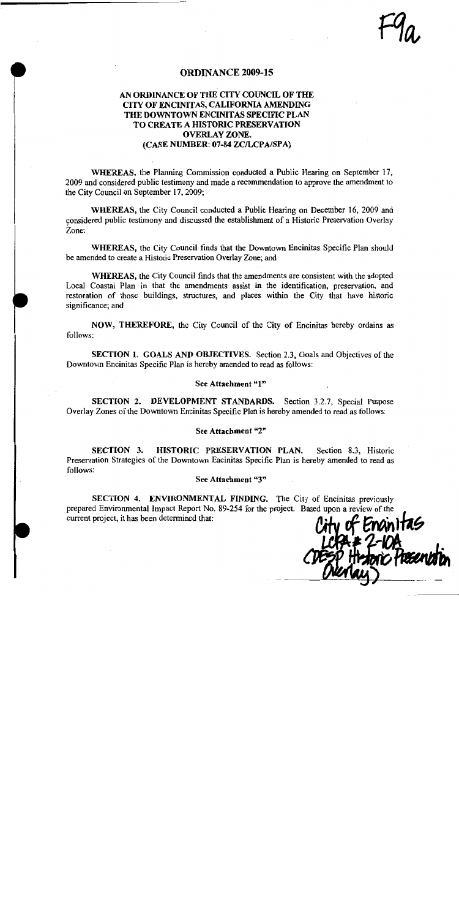F9a

# ORDINANCE 2009-15

## AN ORDINANCE OF THE CITY COUNCIL OF THE CITY OF ENCINITAS, CALIFORNIA AMENDING THE DOWNTOWN ENCINITAS SPECIFIC PLAN TO CREATE A HISTORIC PRESERVATION OVERLAY ZONE. (CASE NUMBER: 07-84 ZC/LCPA/SPA)

**WHEREAS,** the Planning Commission conducted a Public Hearing on September 17, 2009 and considered public testimony and made a recommendation to approve the amendment to the City Council on September 17, 2009;

**WHEREAS,** the City Council conducted a Public Hearing on December 16, 2009 and considered public testimony and discussed the establishment of a Historic Preservation Overlay Zone:

**WHEREAS,** the City Council finds that the Downtown Encinitas Specific Plan should be amended to create a Historic Preservation Overlay Zone; and

**WHEREAS,** the City Council finds that the amendments are consistent with the adopted Local Coastal Plan in that the amendments assist in the identification, preservation, and restoration of those buildings, structures, and places within the City that have historic significance; and

**NOW, THEREFORE,** the City Council of the City of Encinitas hereby ordains as follows:

**SECTION 1. GOALS AND OBJECTIVES.** Section 2.3, Goals and Objectives of the Downtown Encinitas Specific Plan is hereby amended to read as follows:

**See Attachment "1"**

**SECTION 2. DEVELOPMENT STANDARDS.** Section 3.2.7, Special Purpose Overlay Zones of the Downtown Encinitas Specific Plan is hereby amended to read as follows:

**See Attachment "2"**

**SECTION 3. HISTORIC PRESERVATION PLAN.** Section 8.3, Historic Preservation Strategies of the Downtown Encinitas Specific Plan is hereby amended to read as follows:

**See Attachment "3"**

**SECTION 4. ENVIRONMENTAL FINDING.** The City of Encinitas previously prepared Environmental Impact Report No. 89-254 for the project. Based upon a review of the current project, it has been determined that:

City of Encinitas
LCPA # 2-10A
(DESP Historic Preservation Overlay)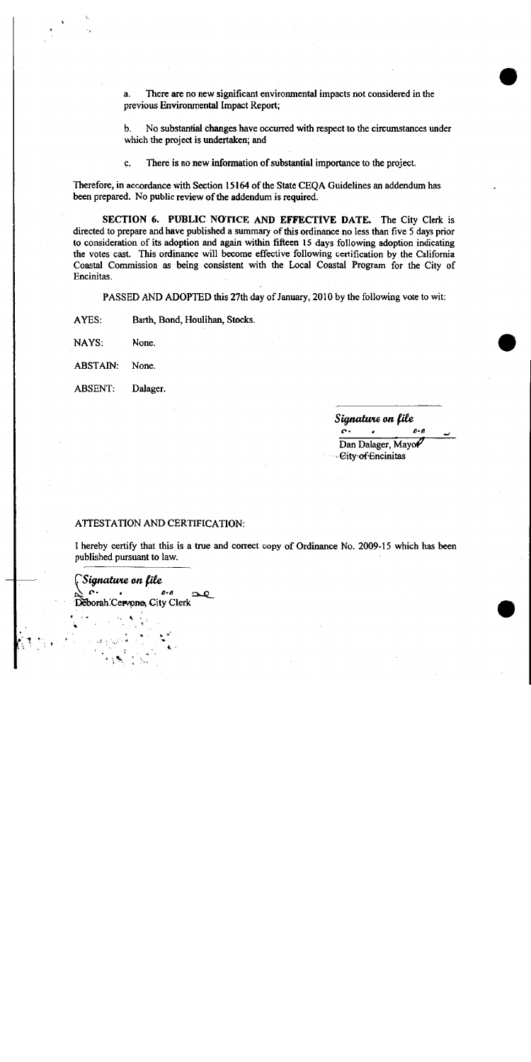a. There are no new significant environmental impacts not considered in the previous Environmental Impact Report;

b. No substantial changes have occurred with respect to the circumstances under which the project is undertaken; and

c. There is no new information of substantial importance to the project.

Therefore, in accordance with Section 15164 of the State CEQA Guidelines an addendum has been prepared. No public review of the addendum is required.

**SECTION 6. PUBLIC NOTICE AND EFFECTIVE DATE.** The City Clerk is directed to prepare and have published a summary of this ordinance no less than five 5 days prior to consideration of its adoption and again within fifteen 15 days following adoption indicating the votes cast. This ordinance will become effective following certification by the California Coastal Commission as being consistent with the Local Coastal Program for the City of Encinitas.

PASSED AND ADOPTED this 27th day of January, 2010 by the following vote to wit:

AYES: Barth, Bond, Houlihan, Stocks.

NAYS: None.

ABSTAIN: None.

ABSENT: Dalager.

*Signature on file*

Dan Dalager, Mayor
City of Encinitas

ATTESTATION AND CERTIFICATION:

I hereby certify that this is a true and correct copy of Ordinance No. 2009-15 which has been published pursuant to law.

*Signature on file*

Deborah Cervone, City Clerk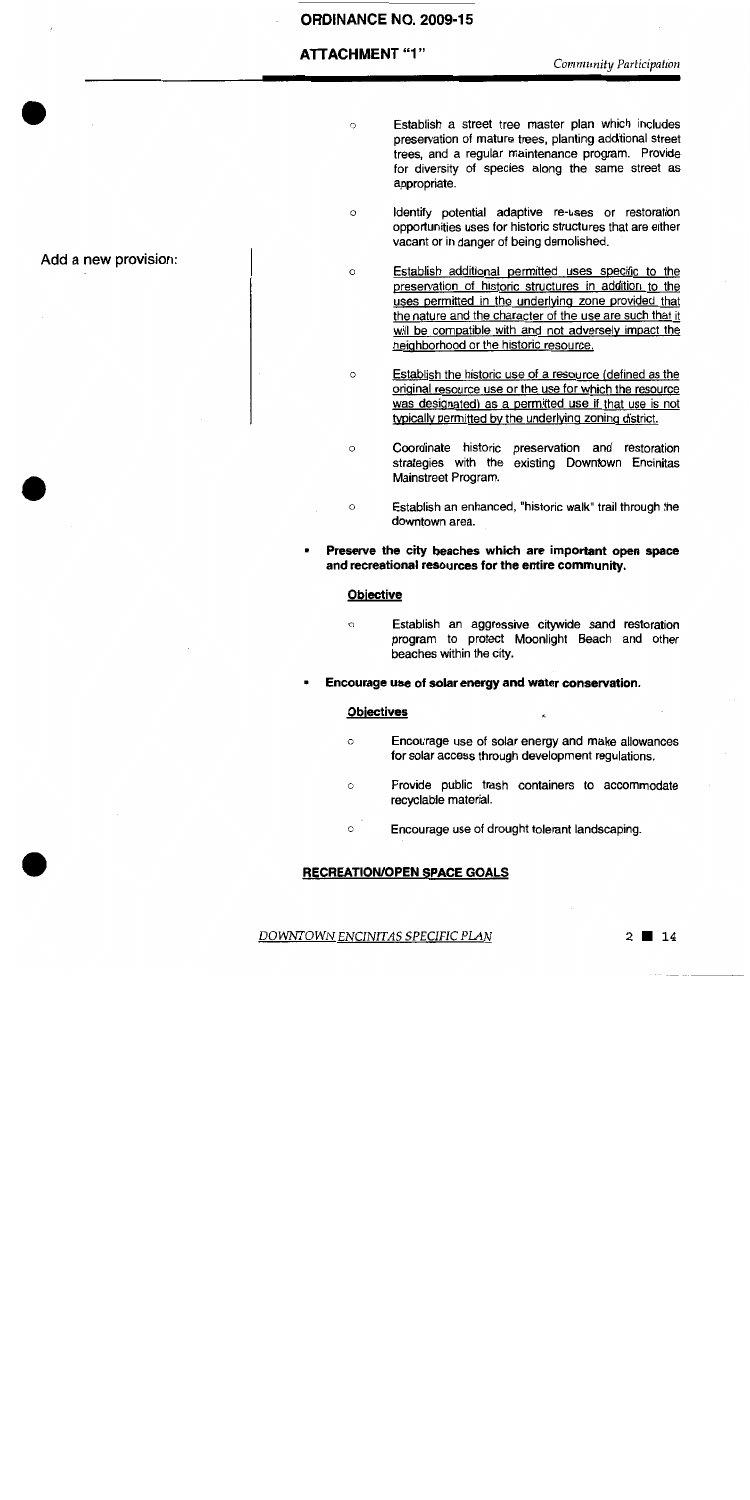- Establish a street tree master plan which includes preservation of mature trees, planting additional street trees, and a regular maintenance program. Provide for diversity of species along the same street as appropriate.

- Identify potential adaptive re-uses or restoration opportunities uses for historic structures that are either vacant or in danger of being demolished.

Add a new provision:

- <u>Establish additional permitted uses specific to the preservation of historic structures in addition to the uses permitted in the underlying zone provided that the nature and the character of the use are such that it will be compatible with and not adversely impact the neighborhood or the historic resource.</u>

- <u>Establish the historic use of a resource (defined as the original resource use or the use for which the resource was designated) as a permitted use if that use is not typically permitted by the underlying zoning district.</u>

- Coordinate historic preservation and restoration strategies with the existing Downtown Encinitas Mainstreet Program.

- Establish an enhanced, "historic walk" trail through the downtown area.

- **Preserve the city beaches which are important open space and recreational resources for the entire community.**

  **<u>Objective</u>**

  - Establish an aggressive citywide sand restoration program to protect Moonlight Beach and other beaches within the city.

- **Encourage use of solar energy and water conservation.**

  **<u>Objectives</u>**

  - Encourage use of solar energy and make allowances for solar access through development regulations.
  - Provide public trash containers to accommodate recyclable material.
  - Encourage use of drought tolerant landscaping.

## <u>RECREATION/OPEN SPACE GOALS</u>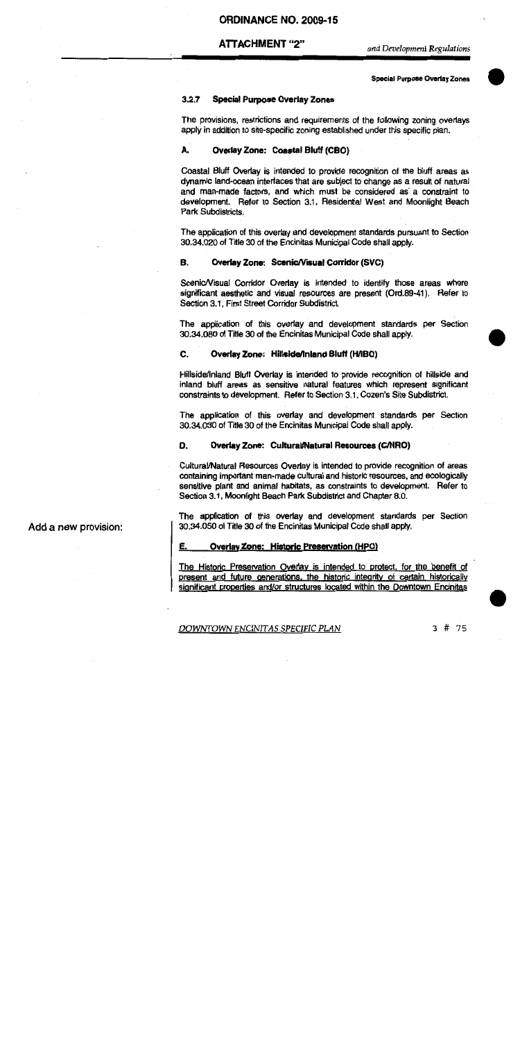**ORDINANCE NO. 2009-15**

**ATTACHMENT "2"**

### 3.2.7 Special Purpose Overlay Zones

The provisions, restrictions and requirements of the following zoning overlays apply in addition to site-specific zoning established under this specific plan.

#### A. Overlay Zone: Coastal Bluff (CBO)

Coastal Bluff Overlay is intended to provide recognition of the bluff areas as dynamic land-ocean interfaces that are subject to change as a result of natural and man-made factors, and which must be considered as a constraint to development. Refer to Section 3.1, Residential West and Moonlight Beach Park Subdistricts.

The application of this overlay and development standards pursuant to Section 30.34.020 of Title 30 of the Encinitas Municipal Code shall apply.

#### B. Overlay Zone: Scenic/Visual Corridor (SVC)

Scenic/Visual Corridor Overlay is intended to identify those areas where significant aesthetic and visual resources are present (Ord.89-41). Refer to Section 3.1, First Street Corridor Subdistrict.

The application of this overlay and development standards per Section 30.34.080 of Title 30 of the Encinitas Municipal Code shall apply.

#### C. Overlay Zone: Hillside/Inland Bluff (H/IBO)

Hillside/Inland Bluff Overlay is intended to provide recognition of hillside and inland bluff areas as sensitive natural features which represent significant constraints to development. Refer to Section 3.1, Cozen's Site Subdistrict.

The application of this overlay and development standards per Section 30.34.030 of Title 30 of the Encinitas Municipal Code shall apply.

#### D. Overlay Zone: Cultural/Natural Resources (C/NRO)

Cultural/Natural Resources Overlay is intended to provide recognition of areas containing important man-made cultural and historic resources, and ecologically sensitive plant and animal habitats, as constraints to development. Refer to Section 3.1, Moonlight Beach Park Subdistrict and Chapter 8.0.

The application of this overlay and development standards per Section 30.34.050 of Title 30 of the Encinitas Municipal Code shall apply.

Add a new provision:

#### E. Overlay Zone: Historic Preservation (HPO)

The Historic Preservation Overlay is intended to protect, for the benefit of present and future generations, the historic integrity of certain historically significant properties and/or structures located within the Downtown Encinitas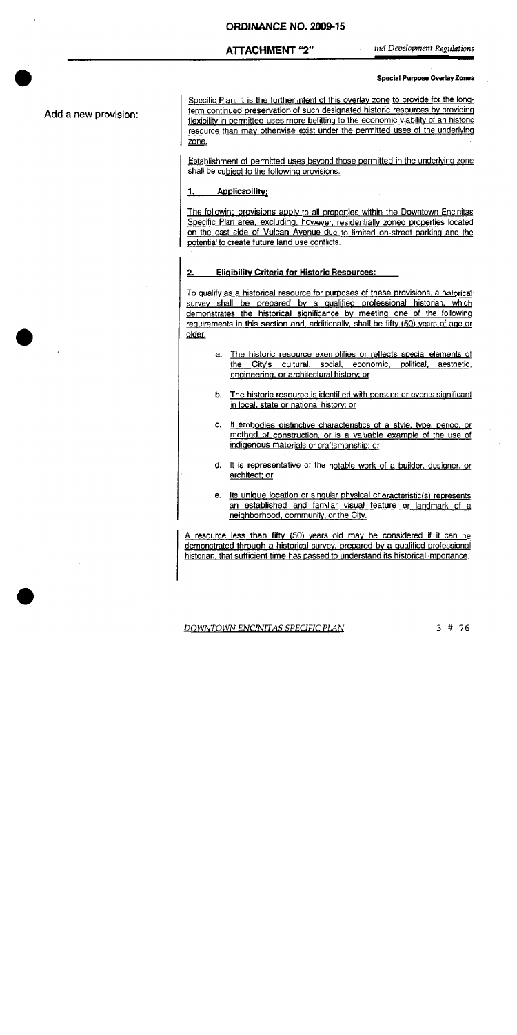Add a new provision:

Specific Plan. It is the further intent of this overlay zone to provide for the long-term continued preservation of such designated historic resources by providing flexibility in permitted uses more befitting to the economic viability of an historic resource than may otherwise exist under the permitted uses of the underlying zone.

Establishment of permitted uses beyond those permitted in the underlying zone shall be subject to the following provisions.

**1. Applicability:**

The following provisions apply to all properties within the Downtown Encinitas Specific Plan area, excluding, however, residentially zoned properties located on the east side of Vulcan Avenue due to limited on-street parking and the potential to create future land use conflicts.

**2. Eligibility Criteria for Historic Resources:**

To qualify as a historical resource for purposes of these provisions, a historical survey shall be prepared by a qualified professional historian, which demonstrates the historical significance by meeting one of the following requirements in this section and, additionally, shall be fifty (50) years of age or older.

a. The historic resource exemplifies or reflects special elements of the City's cultural, social, economic, political, aesthetic, engineering, or architectural history; or

b. The historic resource is identified with persons or events significant in local, state or national history; or

c. It embodies distinctive characteristics of a style, type, period, or method of construction, or is a valuable example of the use of indigenous materials or craftsmanship; or

d. It is representative of the notable work of a builder, designer, or architect; or

e. Its unique location or singular physical characteristic(s) represents an established and familiar visual feature or landmark of a neighborhood, community, or the City.

A resource less than fifty (50) years old may be considered if it can be demonstrated through a historical survey, prepared by a qualified professional historian, that sufficient time has passed to understand its historical importance.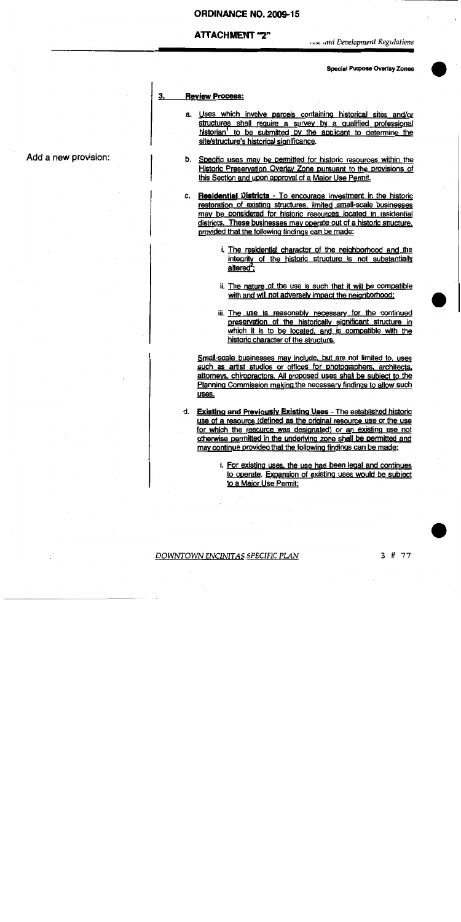# ORDINANCE NO. 2009-15

## ATTACHMENT "2"

Special Purpose Overlay Zones

**3. Review Process:**

Add a new provision:

a. Uses which involve parcels containing historical sites and/or structures shall require a survey by a qualified professional historian[1] to be submitted by the applicant to determine the site/structure's historical significance.

b. Specific uses may be permitted for historic resources within the Historic Preservation Overlay Zone pursuant to the provisions of this Section and upon approval of a Major Use Permit.

c. **Residential Districts** - To encourage investment in the historic restoration of existing structures, limited small-scale businesses may be considered for historic resources located in residential districts. These businesses may operate out of a historic structure, provided that the following findings can be made:

i. The residential character of the neighborhood and the integrity of the historic structure is not substantially altered[2];

ii. The nature of the use is such that it will be compatible with and will not adversely impact the neighborhood;

iii. The use is reasonably necessary for the continued preservation of the historically significant structure in which it is to be located, and is compatible with the historic character of the structure.

Small-scale businesses may include, but are not limited to, uses such as artist studios or offices for photographers, architects, attorneys, chiropractors. All proposed uses shall be subject to the Planning Commission making the necessary findings to allow such uses.

d. **Existing and Previously Existing Uses** - The established historic use of a resource (defined as the original resource use or the use for which the resource was designated) or an existing use not otherwise permitted in the underlying zone shall be permitted and may continue provided that the following findings can be made:

i. For existing uses, the use has been legal and continues to operate. Expansion of existing uses would be subject to a Major Use Permit;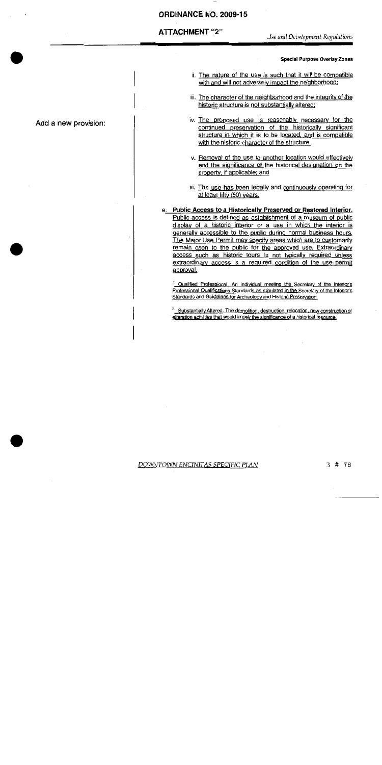Add a new provision:

ii. The nature of the use is such that it will be compatible with and will not adversely impact the neighborhood;

iii. The character of the neighborhood and the integrity of the historic structure is not substantially altered;

iv. The proposed use is reasonably necessary for the continued preservation of the historically significant structure in which it is to be located, and is compatible with the historic character of the structure.

v. Removal of the use to another location would effectively end the significance of the historical designation on the property, if applicable; and

vi. The use has been legally and continuously operating for at least fifty (50) years.

e. **Public Access to a Historically Preserved or Restored Interior.** Public access is defined as establishment of a museum of public display of a historic interior or a use in which the interior is generally accessible to the public during normal business hours. The Major Use Permit may specify areas which are to customarily remain open to the public for the approved use. Extraordinary access such as historic tours is not typically required unless extraordinary access is a required condition of the use permit approval.

[1] Qualified Professional. An individual meeting the Secretary of the Interior's Professional Qualifications Standards as stipulated in the Secretary of the Interior's Standards and Guidelines for Archeology and Historic Preservation.

[2] Substantially Altered. The demolition, destruction, relocation, new construction or alteration activities that would impair the significance of a historical resource.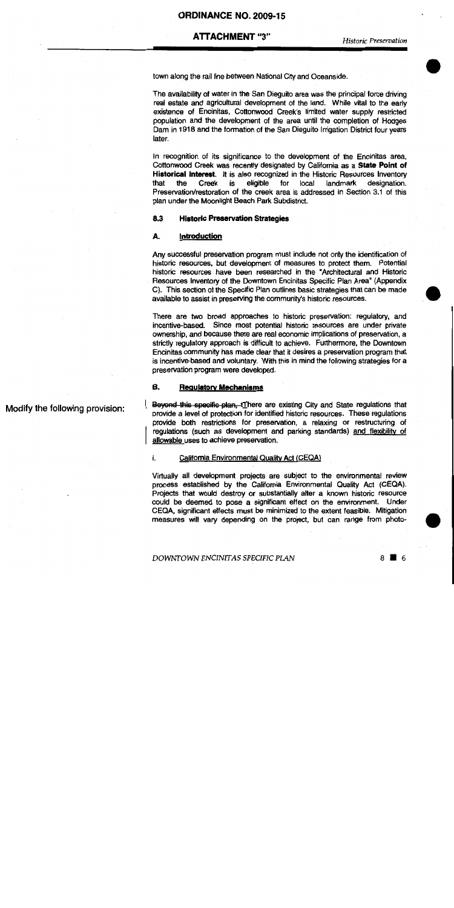town along the rail line between National City and Oceanside.

The availability of water in the San Dieguito area was the principal force driving real estate and agricultural development of the land. While vital to the early existence of Encinitas, Cottonwood Creek's limited water supply restricted population and the development of the area until the completion of Hodges Dam in 1918 and the formation of the San Dieguito Irrigation District four years later.

In recognition of its significance to the development of the Encinitas area, Cottonwood Creek was recently designated by California as a **State Point of Historical Interest**. It is also recognized in the Historic Resources Inventory that the Creek is eligible for local landmark designation. Preservation/restoration of the creek area is addressed in Section 3.1 of this plan under the Moonlight Beach Park Subdistrict.

### 8.3 Historic Preservation Strategies

#### A. Introduction

Any successful preservation program must include not only the identification of historic resources, but development of measures to protect them. Potential historic resources have been researched in the "Architectural and Historic Resources Inventory of the Downtown Encinitas Specific Plan Area" (Appendix C). This section of the Specific Plan outlines basic strategies that can be made available to assist in preserving the community's historic resources.

There are two broad approaches to historic preservation: regulatory, and incentive-based. Since most potential historic resources are under private ownership, and because there are real economic implications of preservation, a strictly regulatory approach is difficult to achieve. Furthermore, the Downtown Encinitas community has made clear that it desires a preservation program that is incentive-based and voluntary. With this in mind the following strategies for a preservation program were developed.

#### B. Regulatory Mechanisms

Modify the following provision:

~~Beyond this specific plan, t~~There are existing City and State regulations that provide a level of protection for identified historic resources. These regulations provide both restrictions for preservation, a relaxing or restructuring of regulations (such as development and parking standards) and flexibility of allowable uses to achieve preservation.

##### i. California Environmental Quality Act (CEQA)

Virtually all development projects are subject to the environmental review process established by the California Environmental Quality Act (CEQA). Projects that would destroy or substantially alter a known historic resource could be deemed to pose a significant effect on the environment. Under CEQA, significant effects must be minimized to the extent feasible. Mitigation measures will vary depending on the project, but can range from photo-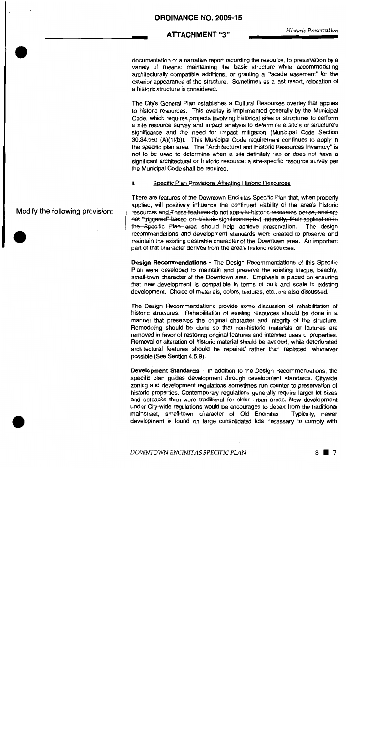# ORDINANCE NO. 2009-15

## ATTACHMENT "3"

documentation or a narrative report recording the resource, to preservation by a variety of means: maintaining the basic structure while accommodating architecturally compatible additions, or granting a "facade easement" for the exterior appearance of the structure. Sometimes as a last resort, relocation of a historic structure is considered.

The City's General Plan establishes a Cultural Resources overlay that applies to historic resources. This overlay is implemented generally by the Municipal Code, which requires projects involving historical sites or structures to perform a site resource survey and impact analysis to determine a site's or structure's significance and the need for impact mitigation (Municipal Code Section 30.34.050 (A)(1)(b)). This Municipal Code requirement continues to apply in the specific plan area. The "Architectural and Historic Resources Inventory" is not to be used to determine when a site definitely has or does not have a significant architectural or historic resource; a site-specific resource survey per the Municipal Code shall be required.

### ii. Specific Plan Provisions Affecting Historic Resources

Modify the following provision:

There are features of the Downtown Encinitas Specific Plan that, when properly applied, will positively influence the continued viability of the area's historic resources and ~~These features do not apply to historic resources per se, and are not "triggered" based on historic significance; but indirectly, their application in the Specific Plan area~~ should help achieve preservation. The design recommendations and development standards were created to preserve and maintain the existing desirable character of the Downtown area. An important part of that character derives from the area's historic resources.

**Design Recommendations** - The Design Recommendations of this Specific Plan were developed to maintain and preserve the existing unique, beachy, small-town character of the Downtown area. Emphasis is placed on ensuring that new development is compatible in terms of bulk and scale to existing development. Choice of materials, colors, textures, etc., are also discussed.

The Design Recommendations provide some discussion of rehabilitation of historic structures. Rehabilitation of existing resources should be done in a manner that preserves the original character and integrity of the structure. Remodeling should be done so that non-historic materials or features are removed in favor of restoring original features and intended uses of properties. Removal or alteration of historic material should be avoided, while deteriorated architectural features should be repaired rather than replaced, whenever possible (See Section 4.5.9).

**Development Standards** – In addition to the Design Recommendations, the specific plan guides development through development standards. Citywide zoning and development regulations sometimes run counter to preservation of historic properties. Contemporary regulations generally require larger lot sizes and setbacks than were traditional for older urban areas. New development under City-wide regulations would be encouraged to depart from the traditional mainstreet, small-town character of Old Encinitas. Typically, newer development is found on large consolidated lots necessary to comply with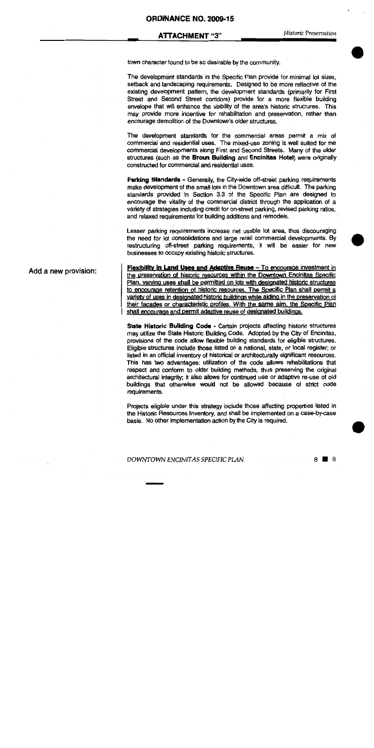town character found to be so desirable by the community.

The development standards in the Specific Plan provide for minimal lot sizes, setback and landscaping requirements. Designed to be more reflective of the existing development pattern, the development standards (primarily for First Street and Second Street corridors) provide for a more flexible building envelope that will enhance the viability of the area's historic structures. This may provide more incentive for rehabilitation and preservation, rather than encourage demolition of the Downtown's older structures.

The development standards for the commercial areas permit a mix of commercial and residential uses. The mixed-use zoning is well suited for the commercial developments along First and Second Streets. Many of the older structures (such as the **Broun Building** and **Encinitas Hotel**) were originally constructed for commercial and residential uses.

**Parking Standards** - Generally, the City-wide off-street parking requirements make development of the small lots in the Downtown area difficult. The parking standards provided in Section 3.3 of the Specific Plan are designed to encourage the vitality of the commercial district through the application of a variety of strategies including credit for on-street parking, revised parking ratios, and relaxed requirements for building additions and remodels.

Lesser parking requirements increase net usable lot area, thus discouraging the need for lot consolidations and large retail commercial developments. By restructuring off-street parking requirements, it will be easier for new businesses to occupy existing historic structures.

Add a new provision:

**Flexibility in Land Uses and Adaptive Reuse** – To encourage investment in the preservation of historic resources within the Downtown Encinitas Specific Plan, varying uses shall be permitted on lots with designated historic structures to encourage retention of historic resources. The Specific Plan shall permit a variety of uses in designated historic buildings while aiding in the preservation of their facades or characteristic profiles. With the same aim, the Specific Plan shall encourage and permit adaptive reuse of designated buildings.

**State Historic Building Code** - Certain projects affecting historic structures may utilize the State Historic Building Code. Adopted by the City of Encinitas, provisions of the code allow flexible building standards for eligible structures. Eligible structures include those listed on a national, state, or local register; or listed in an official inventory of historical or architecturally significant resources. This has two advantages: utilization of the code allows rehabilitations that respect and conform to older building methods, thus preserving the original architectural integrity; it also allows for continued use or adaptive re-use of old buildings that otherwise would not be allowed because of strict code requirements.

Projects eligible under this strategy include those affecting properties listed in the Historic Resources Inventory, and shall be implemented on a case-by-case basis. No other implementation action by the City is required.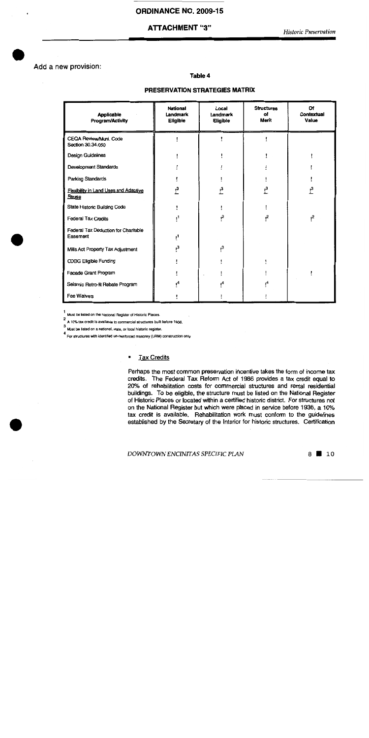Add a new provision:

**Table 4**

**PRESERVATION STRATEGIES MATRIX**

| Applicable Program/Activity | National Landmark Eligible | Local Landmark Eligible | Structures of Merit | Of Contextual Value |
|---|---|---|---|---|
| CEQA Review/Muni. Code Section 30.34.050 | ! | ! | ! | |
| Design Guidelines | ! | ! | ! | ! |
| Development Standards | ! | ! | ! | ! |
| Parking Standards | ! | ! | ! | ! |
| Flexibility in Land Uses and Adaptive Reuse | ![3] | ![3] | ![3] | ![3] |
| State Historic Building Code | ! | ! | ! | |
| Federal Tax Credits | ![1] | ![2] | ![2] | ![2] |
| Federal Tax Deduction for Charitable Easement | ![1] | | | |
| Mills Act Property Tax Adjustment | ![3] | ![3] | | |
| CDBG Eligible Funding | ! | ! | ! | |
| Facade Grant Program | ! | ! | ! | ! |
| Seismic Retro-fit Rebate Program | ![4] | ![4] | ![4] | |
| Fee Waivers | ! | ! | ! | |

[1] Must be listed on the National Register of Historic Places.

[2] A 10% tax credit is available to commercial structures built before 1936.

[3] Must be listed on a national, state, or local historic register.

[4] For structures with identified un-reinforced masonry (URM) construction only

- Tax Credits

Perhaps the most common preservation incentive takes the form of income tax credits. The Federal Tax Reform Act of 1986 provides a tax credit equal to 20% of rehabilitation costs for commercial structures and rental residential buildings. To be eligible, the structure must be listed on the National Register of Historic Places or located within a certified historic district. For structures not on the National Register but which were placed in service before 1936, a 10% tax credit is available. Rehabilitation work must conform to the guidelines established by the Secretary of the Interior for historic structures. Certification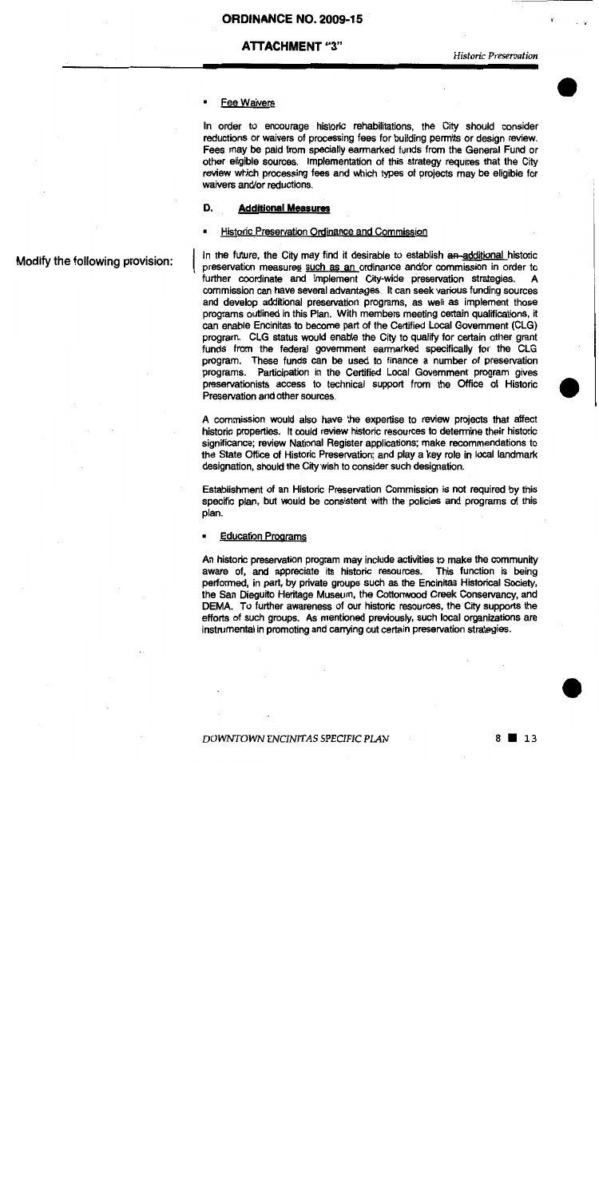- Fee Waivers

In order to encourage historic rehabilitations, the City should consider reductions or waivers of processing fees for building permits or design review. Fees may be paid from specially earmarked funds from the General Fund or other eligible sources. Implementation of this strategy requires that the City review which processing fees and which types of projects may be eligible for waivers and/or reductions.

**D. Additional Measures**

- Historic Preservation Ordinance and Commission

Modify the following provision:

In the future, the City may find it desirable to establish ~~an~~ additional historic preservation measures such as an ordinance and/or commission in order to further coordinate and implement City-wide preservation strategies. A commission can have several advantages. It can seek various funding sources and develop additional preservation programs, as well as implement those programs outlined in this Plan. With members meeting certain qualifications, it can enable Encinitas to become part of the Certified Local Government (CLG) program. CLG status would enable the City to qualify for certain other grant funds from the federal government earmarked specifically for the CLG program. These funds can be used to finance a number of preservation programs. Participation in the Certified Local Government program gives preservationists access to technical support from the Office of Historic Preservation and other sources.

A commission would also have the expertise to review projects that affect historic properties. It could review historic resources to determine their historic significance; review National Register applications; make recommendations to the State Office of Historic Preservation; and play a key role in local landmark designation, should the City wish to consider such designation.

Establishment of an Historic Preservation Commission is not required by this specific plan, but would be consistent with the policies and programs of this plan.

- Education Programs

An historic preservation program may include activities to make the community aware of, and appreciate its historic resources. This function is being performed, in part, by private groups such as the Encinitas Historical Society, the San Dieguito Heritage Museum, the Cottonwood Creek Conservancy, and DEMA. To further awareness of our historic resources, the City supports the efforts of such groups. As mentioned previously, such local organizations are instrumental in promoting and carrying out certain preservation strategies.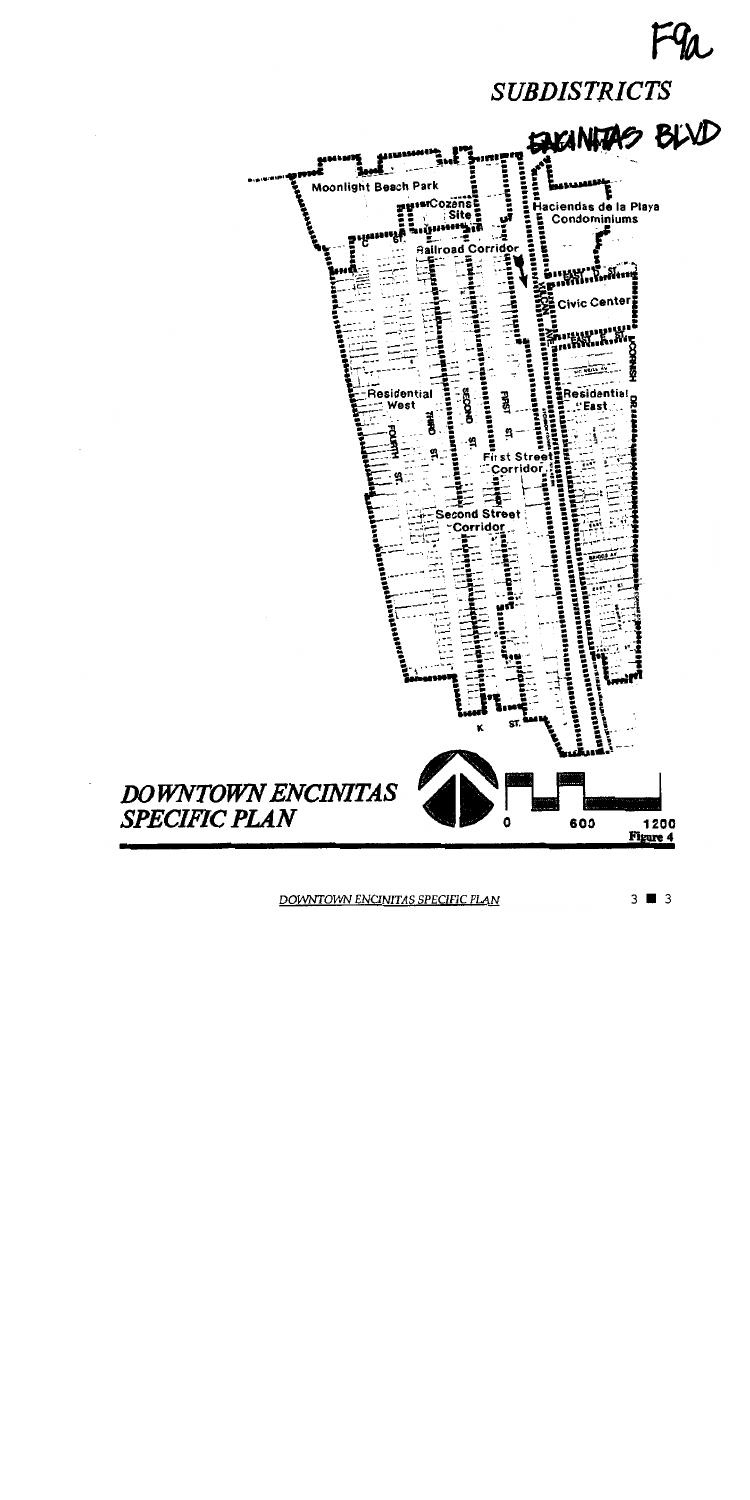F9a

# SUBDISTRICTS

ENCINITAS BLVD

Moonlight Beach Park

Cozens Site

Haciendas de la Playa Condominiums

Railroad Corridor

Civic Center

Residential West

Residential East

First Street Corridor

Second Street Corridor

K ST.

*DOWNTOWN ENCINITAS SPECIFIC PLAN*

0 600 1200

**Figure 4**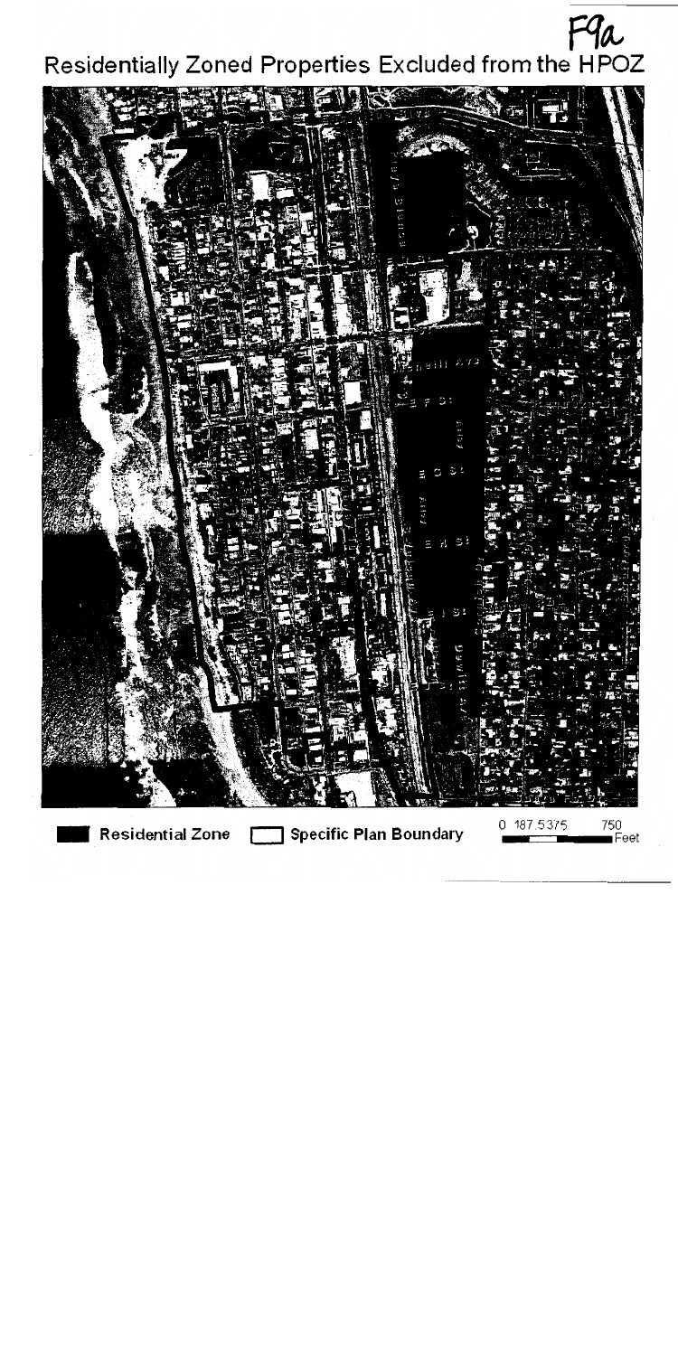F9a

# Residentially Zoned Properties Excluded from the HPOZ

Residential Zone | Specific Plan Boundary

0 187.5375 750 Feet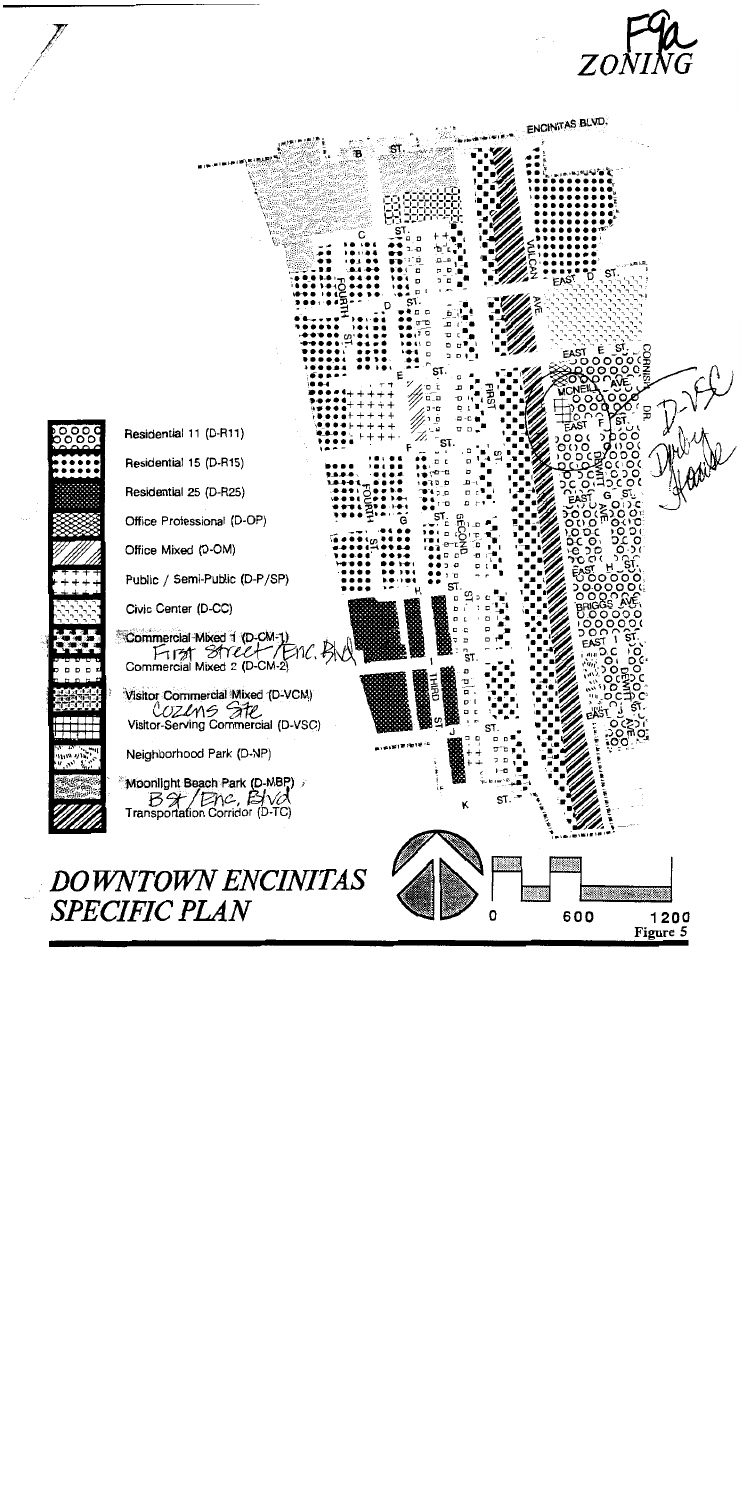# ZONING

Residential 11 (D-R11)

Residential 15 (D-R15)

Residential 25 (D-R25)

Office Professional (D-OP)

Office Mixed (D-OM)

Public / Semi-Public (D-P/SP)

Civic Center (D-CC)

Commercial Mixed 1 (D-CM-1) First Street / Enc. Blvd

Commercial Mixed 2 (D-CM-2)

Visitor Commercial Mixed (D-VCM) Cozens Site

Visitor-Serving Commercial (D-VSC)

Neighborhood Park (D-NP)

Moonlight Beach Park (D-MBP) B St / Enc. Blvd

Transportation Corridor (D-TC)

## DOWNTOWN ENCINITAS SPECIFIC PLAN

0 600 1200

Figure 5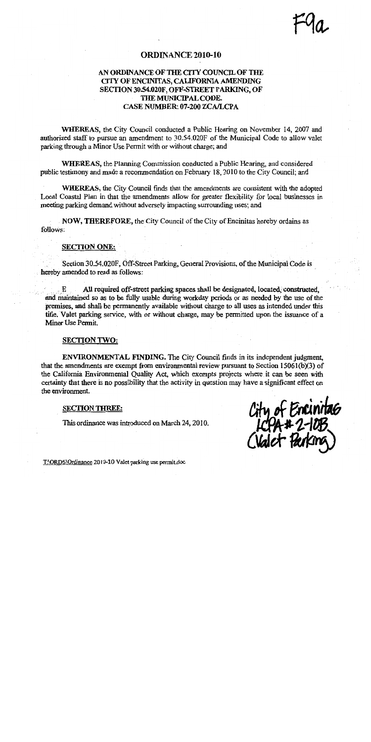F9a

# ORDINANCE 2010-10

## AN ORDINANCE OF THE CITY COUNCIL OF THE CITY OF ENCINITAS, CALIFORNIA AMENDING SECTION 30.54.020F, OFF-STREET PARKING, OF THE MUNICIPAL CODE. CASE NUMBER: 07-200 ZCA/LCPA

**WHEREAS**, the City Council conducted a Public Hearing on November 14, 2007 and authorized staff to pursue an amendment to 30.54.020F of the Municipal Code to allow valet parking through a Minor Use Permit with or without charge; and

**WHEREAS**, the Planning Commission conducted a Public Hearing, and considered public testimony and made a recommendation on February 18, 2010 to the City Council; and

**WHEREAS**, the City Council finds that the amendments are consistent with the adopted Local Coastal Plan in that the amendments allow for greater flexibility for local businesses in meeting parking demand without adversely impacting surrounding uses; and

**NOW, THEREFORE**, the City Council of the City of Encinitas hereby ordains as follows:

**SECTION ONE:**

Section 30.54.020F, Off-Street Parking, General Provisions, of the Municipal Code is hereby amended to read as follows:

F. All required off-street parking spaces shall be designated, located, constructed, and maintained so as to be fully usable during workday periods or as needed by the use of the premises, and shall be permanently available without charge to all uses as intended under this title. Valet parking service, with or without charge, may be permitted upon the issuance of a Minor Use Permit.

**SECTION TWO:**

**ENVIRONMENTAL FINDING.** The City Council finds in its independent judgment, that the amendments are exempt from environmental review pursuant to Section 15061(b)(3) of the California Environmental Quality Act, which exempts projects where it can be seen with certainty that there is no possibility that the activity in question may have a significant effect on the environment.

**SECTION THREE:**

This ordinance was introduced on March 24, 2010.

City of Encinitas LCPA # 2-10B (Valet Parking)

T:\ORDS\Ordinance 2010-10 Valet parking use permit.doc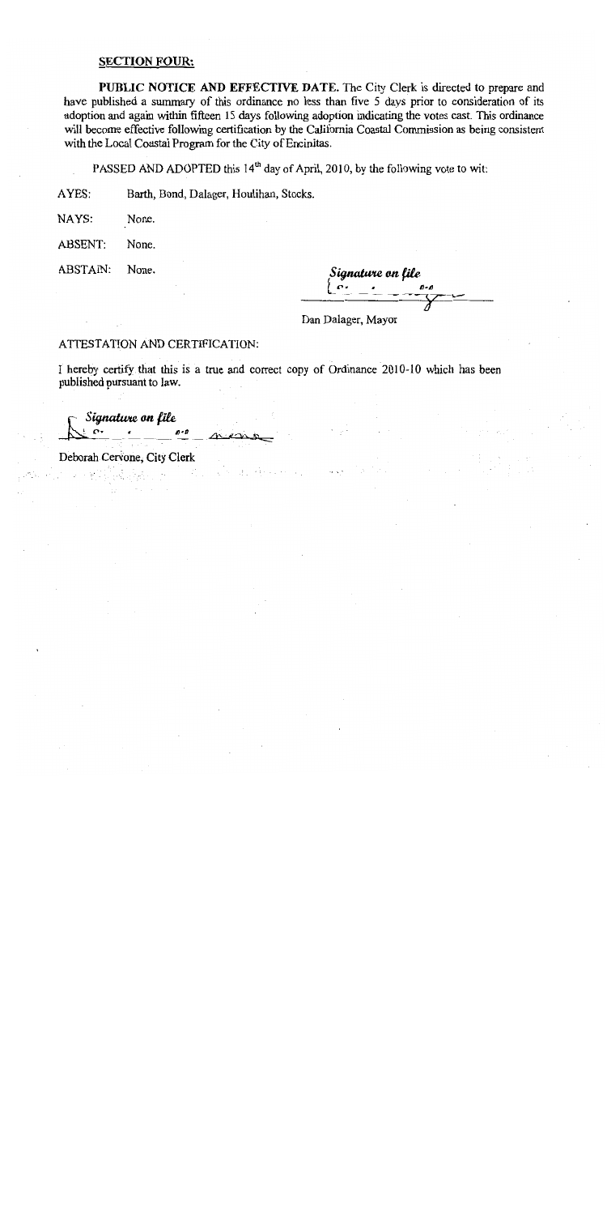**SECTION FOUR:**

**PUBLIC NOTICE AND EFFECTIVE DATE.** The City Clerk is directed to prepare and have published a summary of this ordinance no less than five 5 days prior to consideration of its adoption and again within fifteen 15 days following adoption indicating the votes cast. This ordinance will become effective following certification by the California Coastal Commission as being consistent with the Local Coastal Program for the City of Encinitas.

PASSED AND ADOPTED this 14th day of April, 2010, by the following vote to wit:

AYES: Barth, Bond, Dalager, Houlihan, Stocks.

NAYS: None.

ABSENT: None.

ABSTAIN: None.

*Signature on file*

Dan Dalager, Mayor

ATTESTATION AND CERTIFICATION:

I hereby certify that this is a true and correct copy of Ordinance 2010-10 which has been published pursuant to law.

*Signature on file*

Deborah Cervone, City Clerk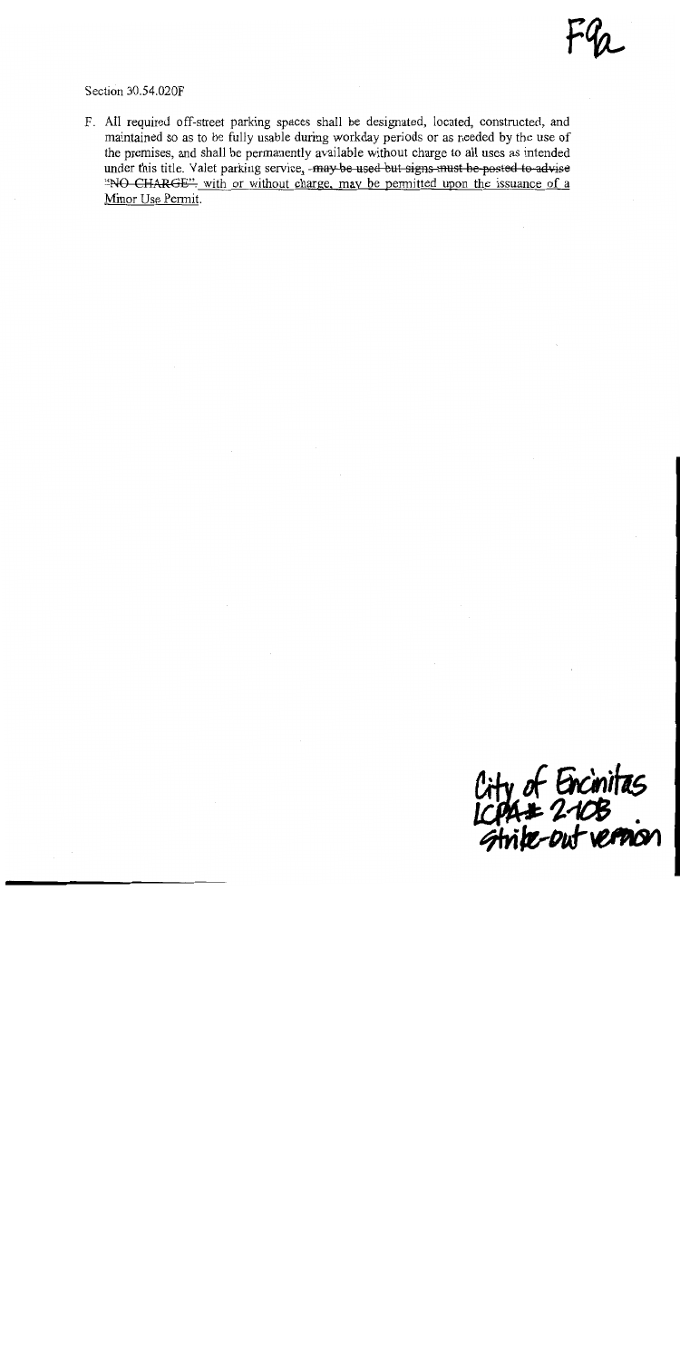F9a

Section 30.54.020F

F. All required off-street parking spaces shall be designated, located, constructed, and maintained so as to be fully usable during workday periods or as needed by the use of the premises, and shall be permanently available without charge to all uses as intended under this title. Valet parking service, ~~may be used but signs must be posted to advise "NO CHARGE"~~ with or without charge, may be permitted upon the issuance of a Minor Use Permit.

City of Encinitas
LCPA# 2-10B
Strike-out version